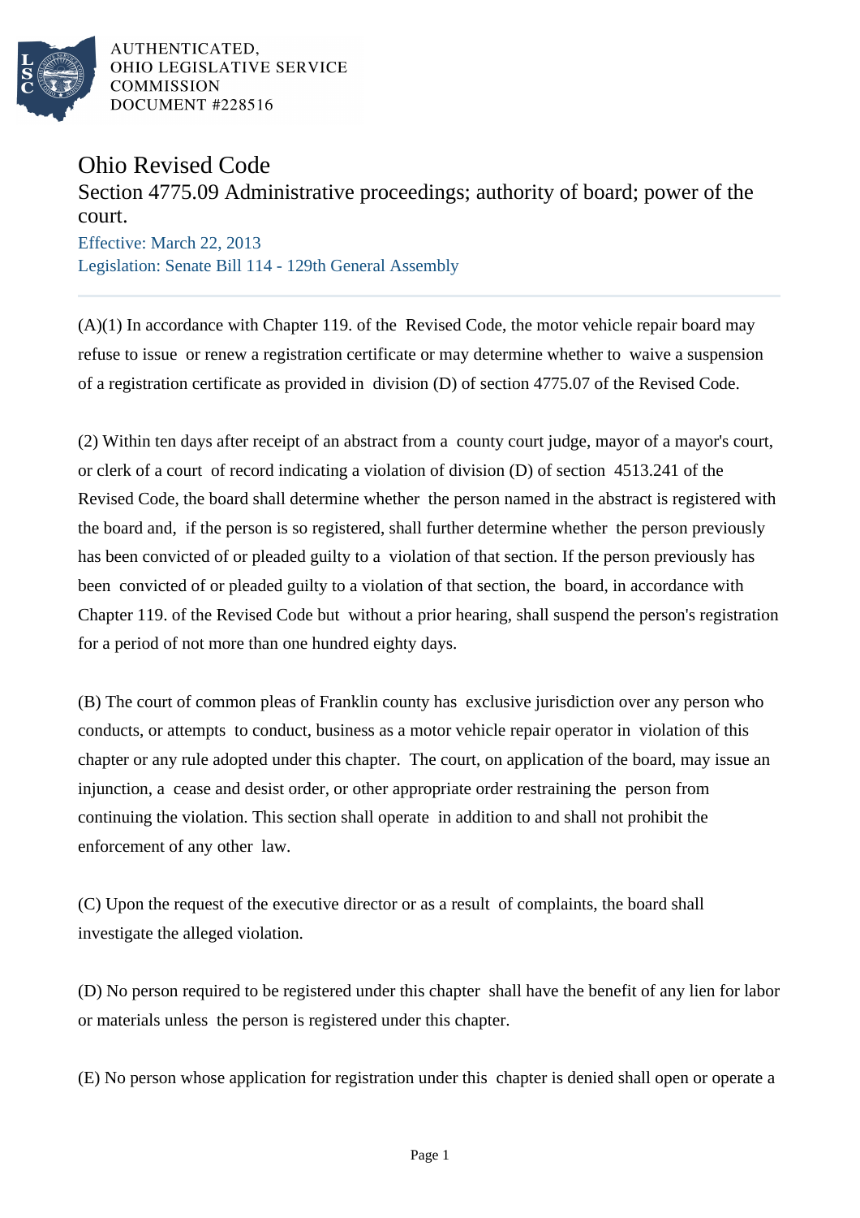AUTHENTICATED,
OHIO LEGISLATIVE SERVICE
COMMISSION
DOCUMENT #228516

# Ohio Revised Code

## Section 4775.09 Administrative proceedings; authority of board; power of the court.

Effective: March 22, 2013

Legislation: Senate Bill 114 - 129th General Assembly

(A)(1) In accordance with Chapter 119. of the Revised Code, the motor vehicle repair board may refuse to issue or renew a registration certificate or may determine whether to waive a suspension of a registration certificate as provided in division (D) of section 4775.07 of the Revised Code.

(2) Within ten days after receipt of an abstract from a county court judge, mayor of a mayor's court, or clerk of a court of record indicating a violation of division (D) of section 4513.241 of the Revised Code, the board shall determine whether the person named in the abstract is registered with the board and, if the person is so registered, shall further determine whether the person previously has been convicted of or pleaded guilty to a violation of that section. If the person previously has been convicted of or pleaded guilty to a violation of that section, the board, in accordance with Chapter 119. of the Revised Code but without a prior hearing, shall suspend the person's registration for a period of not more than one hundred eighty days.

(B) The court of common pleas of Franklin county has exclusive jurisdiction over any person who conducts, or attempts to conduct, business as a motor vehicle repair operator in violation of this chapter or any rule adopted under this chapter. The court, on application of the board, may issue an injunction, a cease and desist order, or other appropriate order restraining the person from continuing the violation. This section shall operate in addition to and shall not prohibit the enforcement of any other law.

(C) Upon the request of the executive director or as a result of complaints, the board shall investigate the alleged violation.

(D) No person required to be registered under this chapter shall have the benefit of any lien for labor or materials unless the person is registered under this chapter.

(E) No person whose application for registration under this chapter is denied shall open or operate a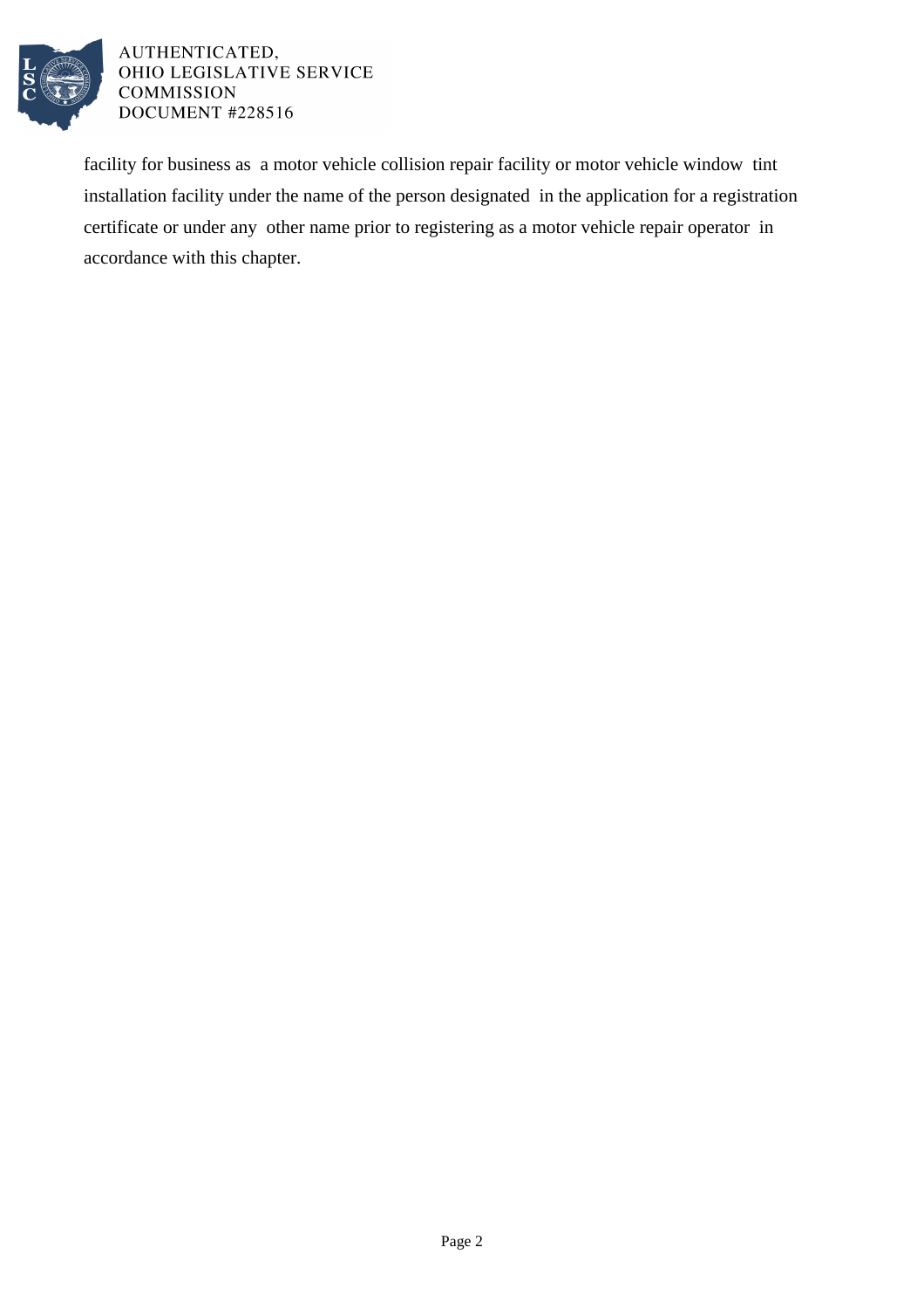facility for business as a motor vehicle collision repair facility or motor vehicle window tint installation facility under the name of the person designated in the application for a registration certificate or under any other name prior to registering as a motor vehicle repair operator in accordance with this chapter.